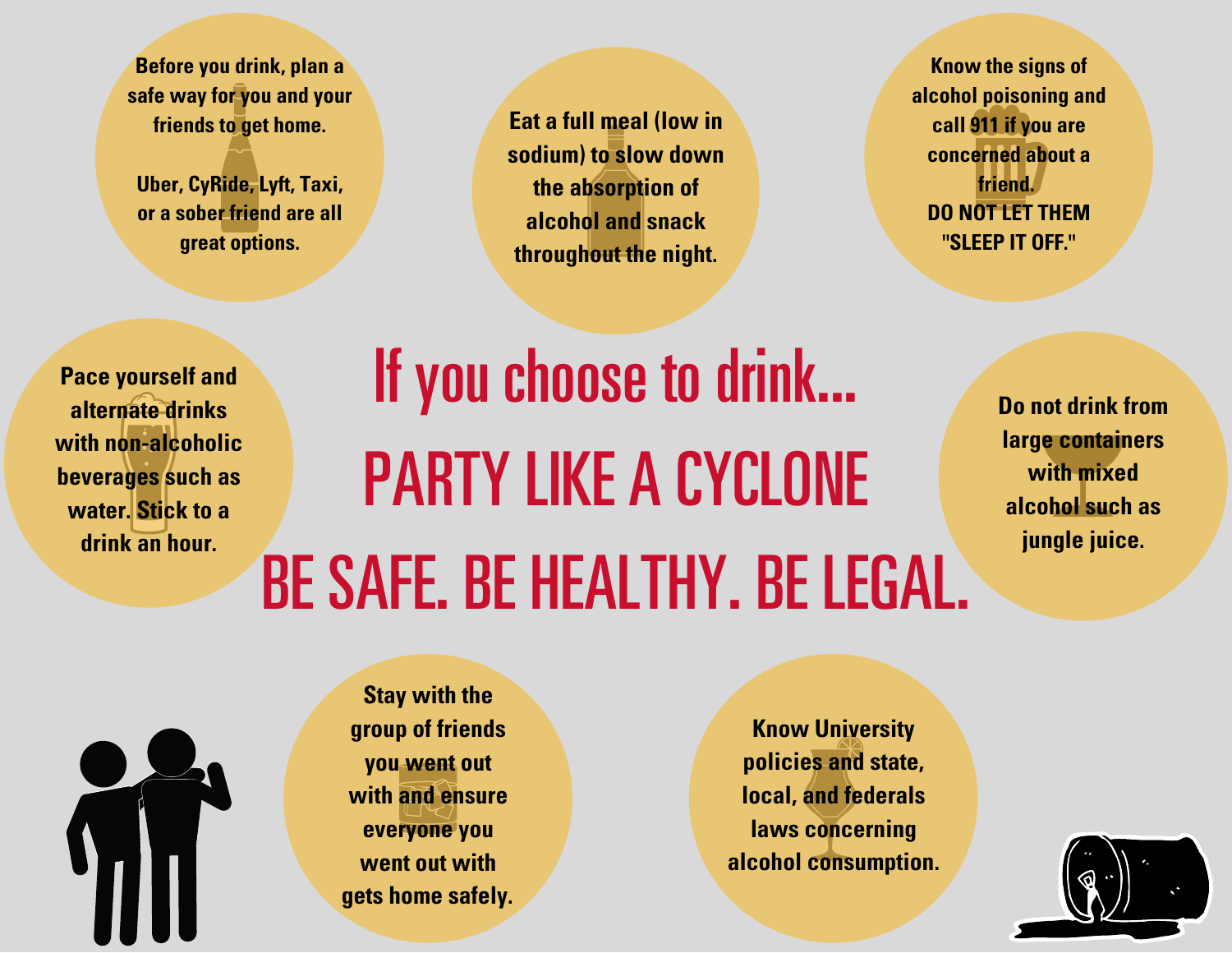# If you choose to drink...

# PARTY LIKE A CYCLONE

# BE SAFE. BE HEALTHY. BE LEGAL.

Before you drink, plan a safe way for you and your friends to get home.

Uber, CyRide, Lyft, Taxi, or a sober friend are all great options.

Eat a full meal (low in sodium) to slow down the absorption of alcohol and snack throughout the night.

Know the signs of alcohol poisoning and call 911 if you are concerned about a friend.
DO NOT LET THEM "SLEEP IT OFF."

Pace yourself and alternate drinks with non-alcoholic beverages such as water. Stick to a drink an hour.

Do not drink from large containers with mixed alcohol such as jungle juice.

Stay with the group of friends you went out with and ensure everyone you went out with gets home safely.

Know University policies and state, local, and federals laws concerning alcohol consumption.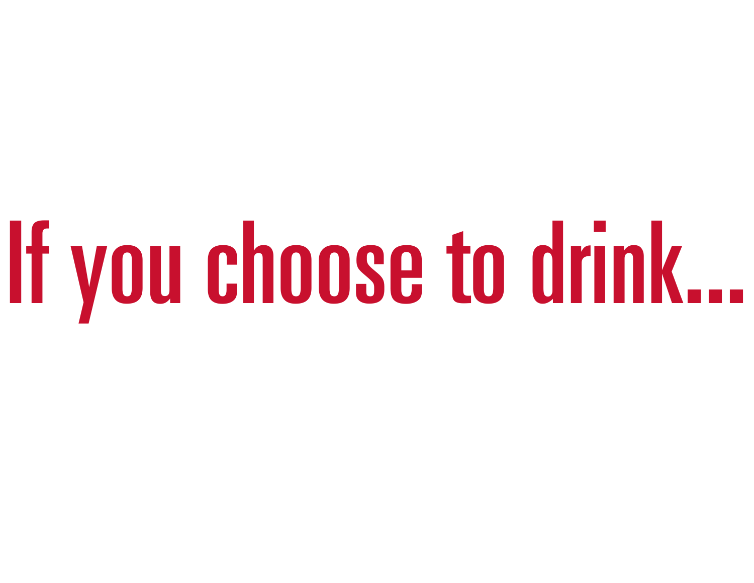# If you choose to drink...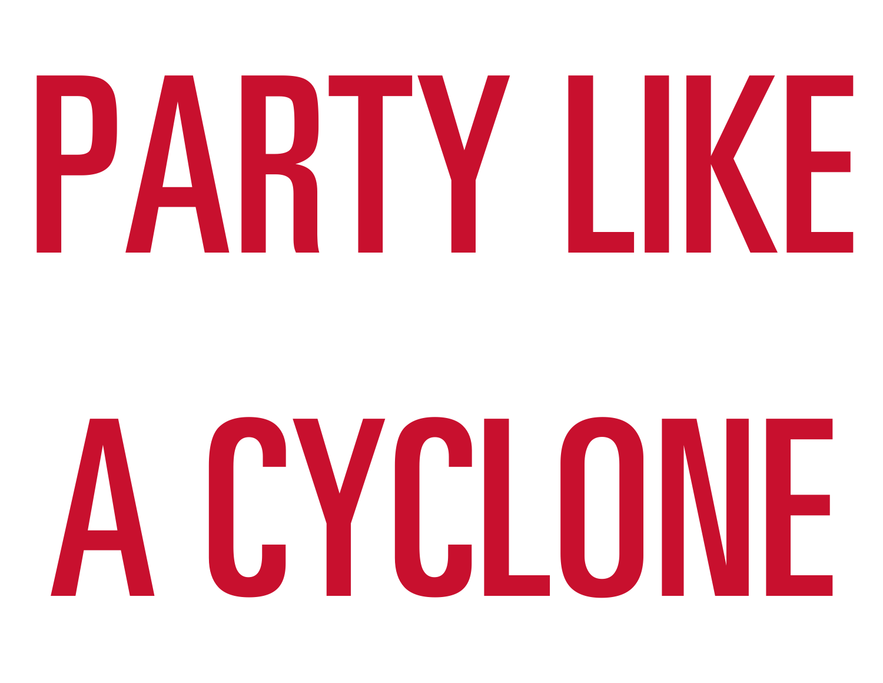# PARTY LIKE

# A CYCLONE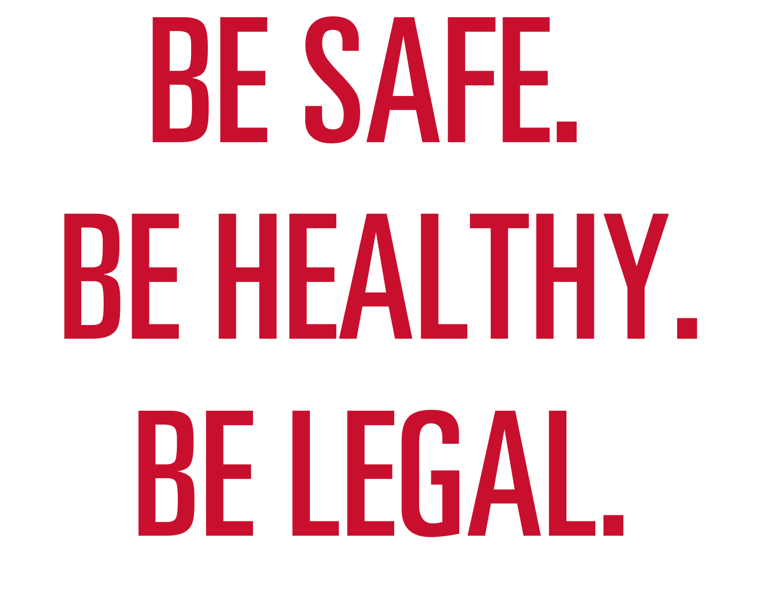# BE SAFE.
# BE HEALTHY.
# BE LEGAL.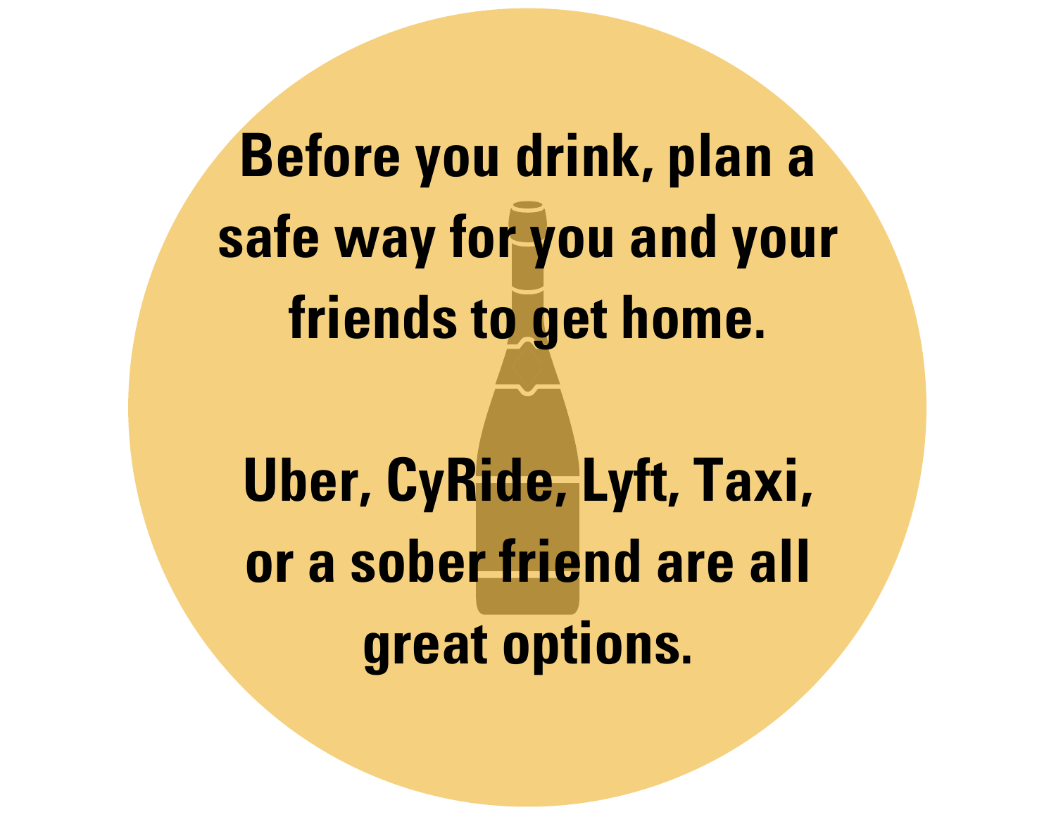**Before you drink, plan a safe way for you and your friends to get home.**

**Uber, CyRide, Lyft, Taxi, or a sober friend are all great options.**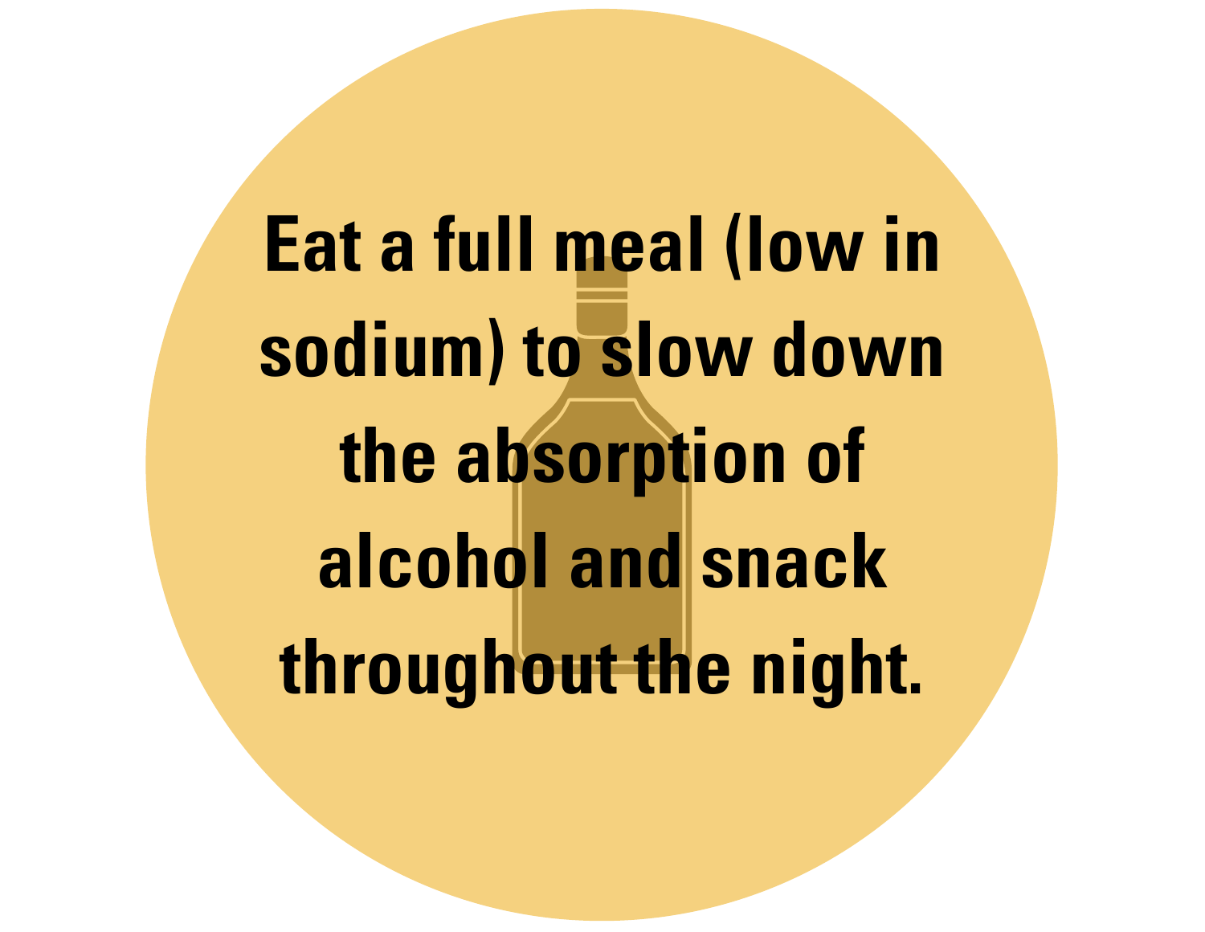**Eat a full meal (low in sodium) to slow down the absorption of alcohol and snack throughout the night.**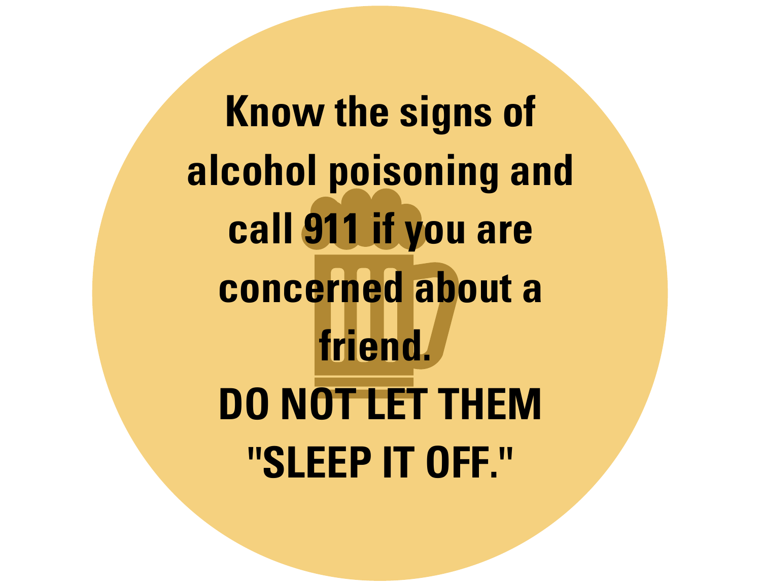**Know the signs of alcohol poisoning and call 911 if you are concerned about a friend.**

**DO NOT LET THEM "SLEEP IT OFF."**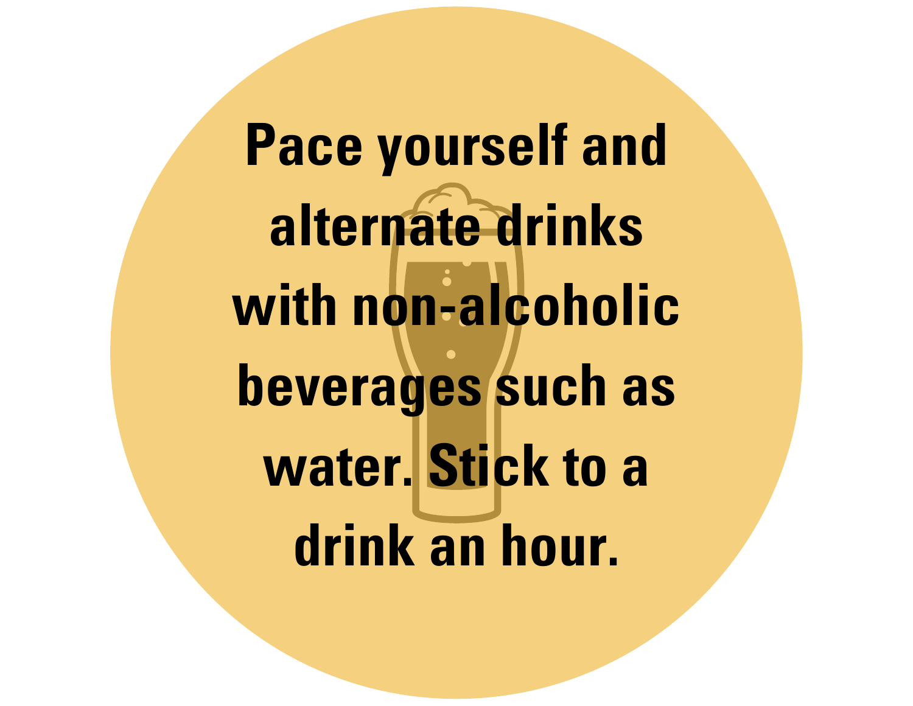**Pace yourself and alternate drinks with non-alcoholic beverages such as water. Stick to a drink an hour.**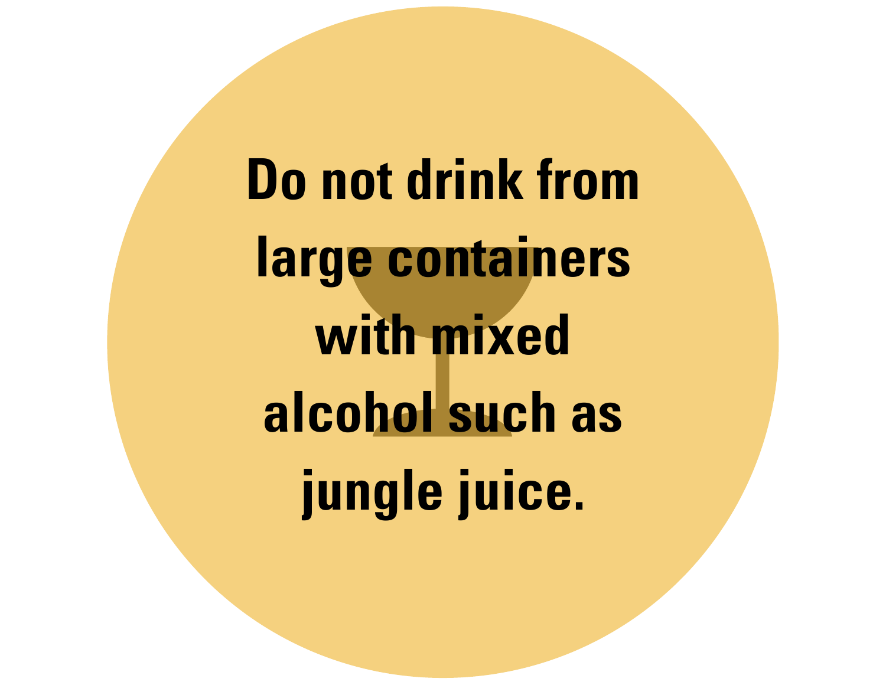**Do not drink from large containers with mixed alcohol such as jungle juice.**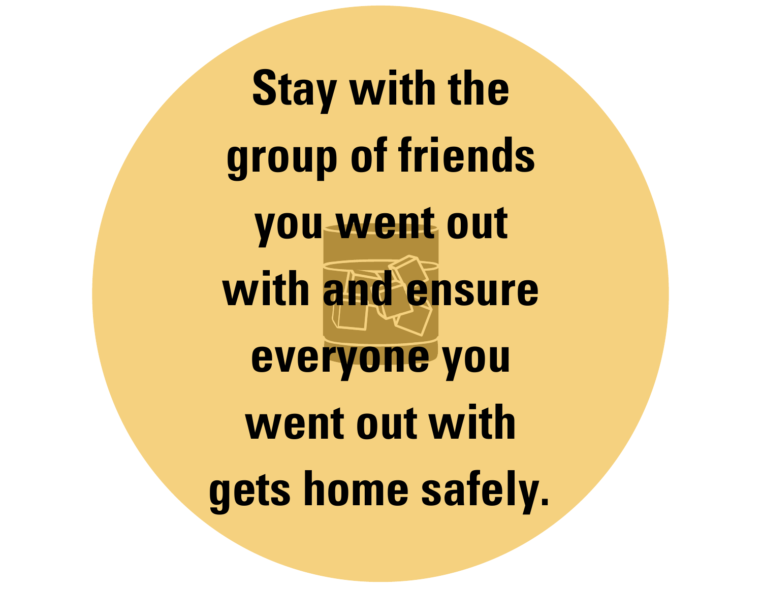**Stay with the group of friends you went out with and ensure everyone you went out with gets home safely.**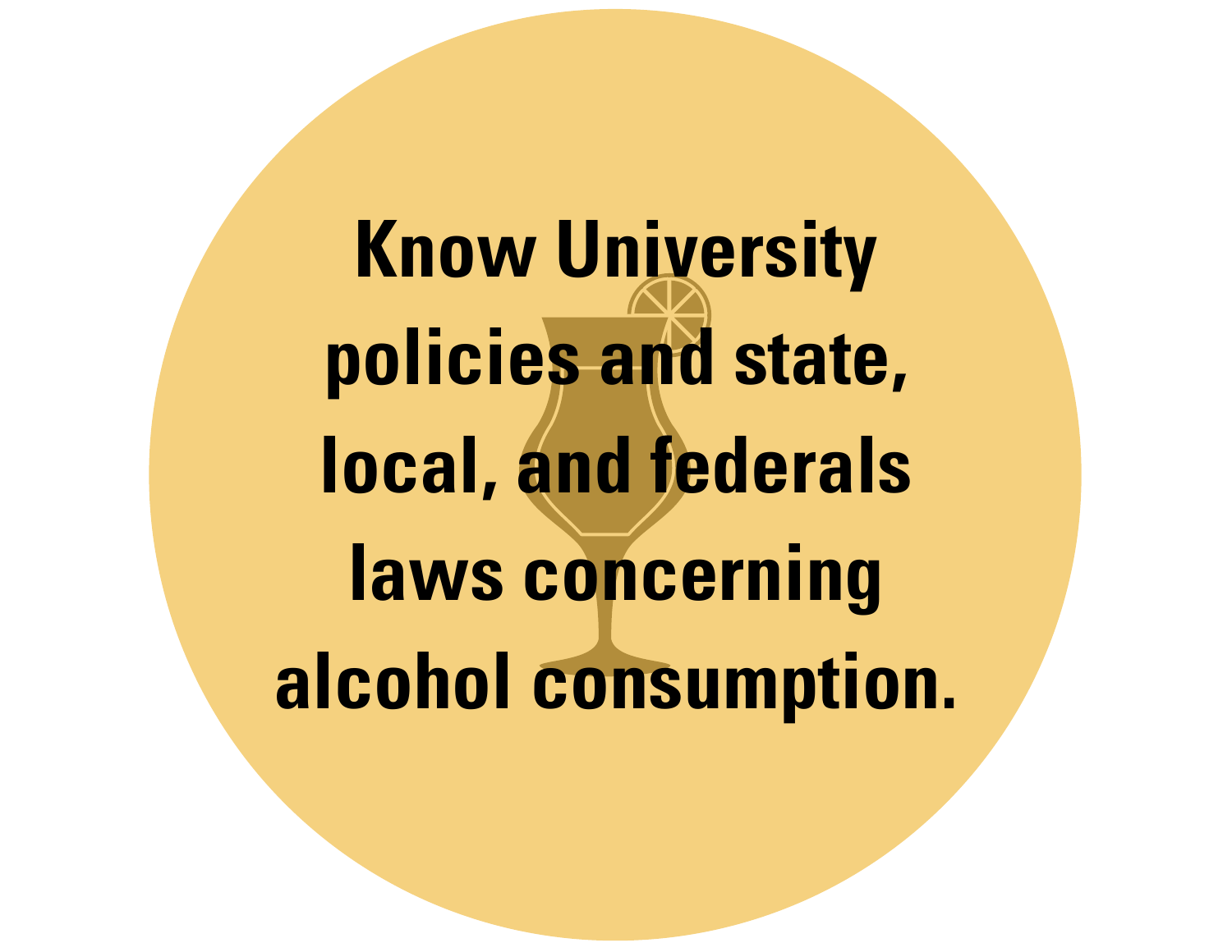**Know University policies and state, local, and federals laws concerning alcohol consumption.**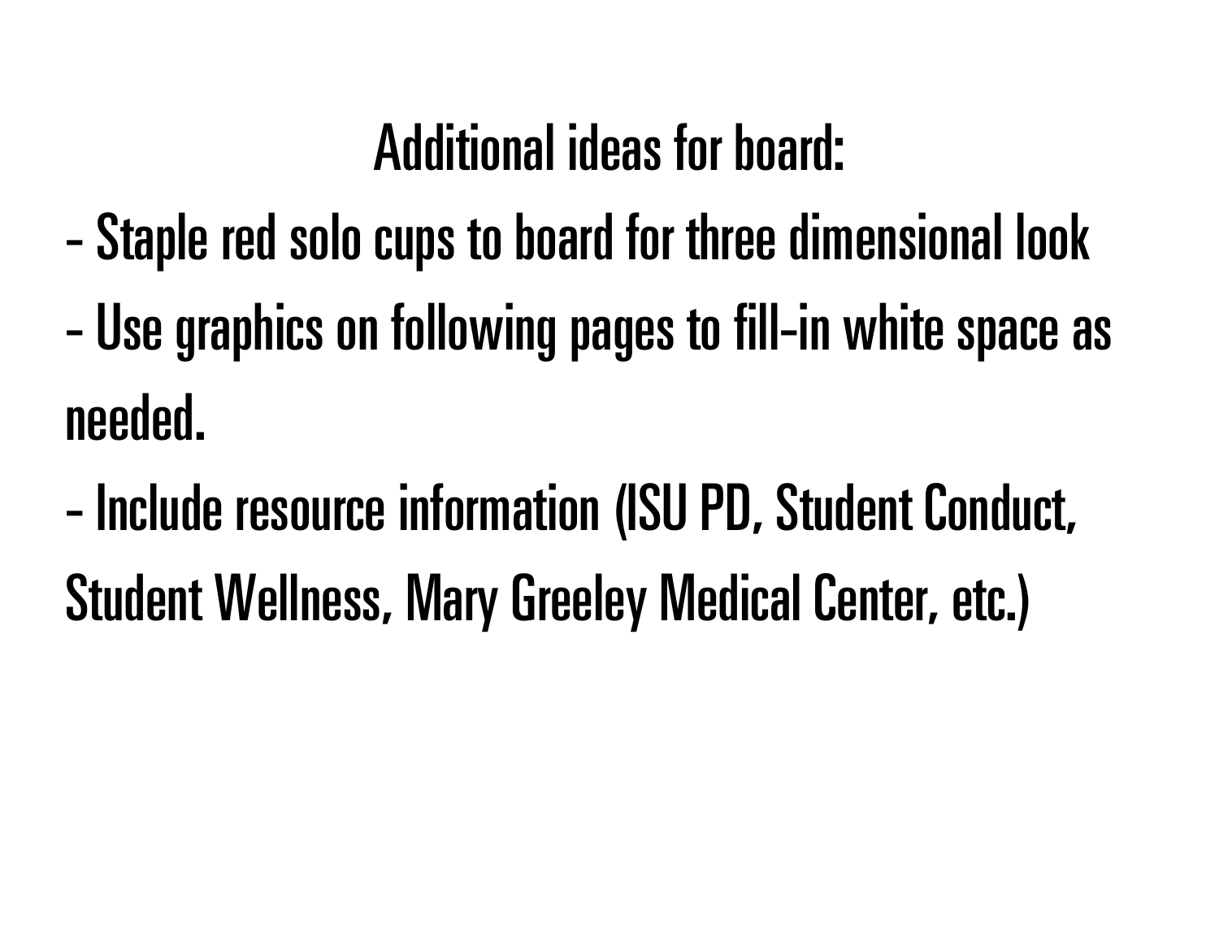## Additional ideas for board:

- Staple red solo cups to board for three dimensional look
- Use graphics on following pages to fill-in white space as needed.
- Include resource information (ISU PD, Student Conduct, Student Wellness, Mary Greeley Medical Center, etc.)